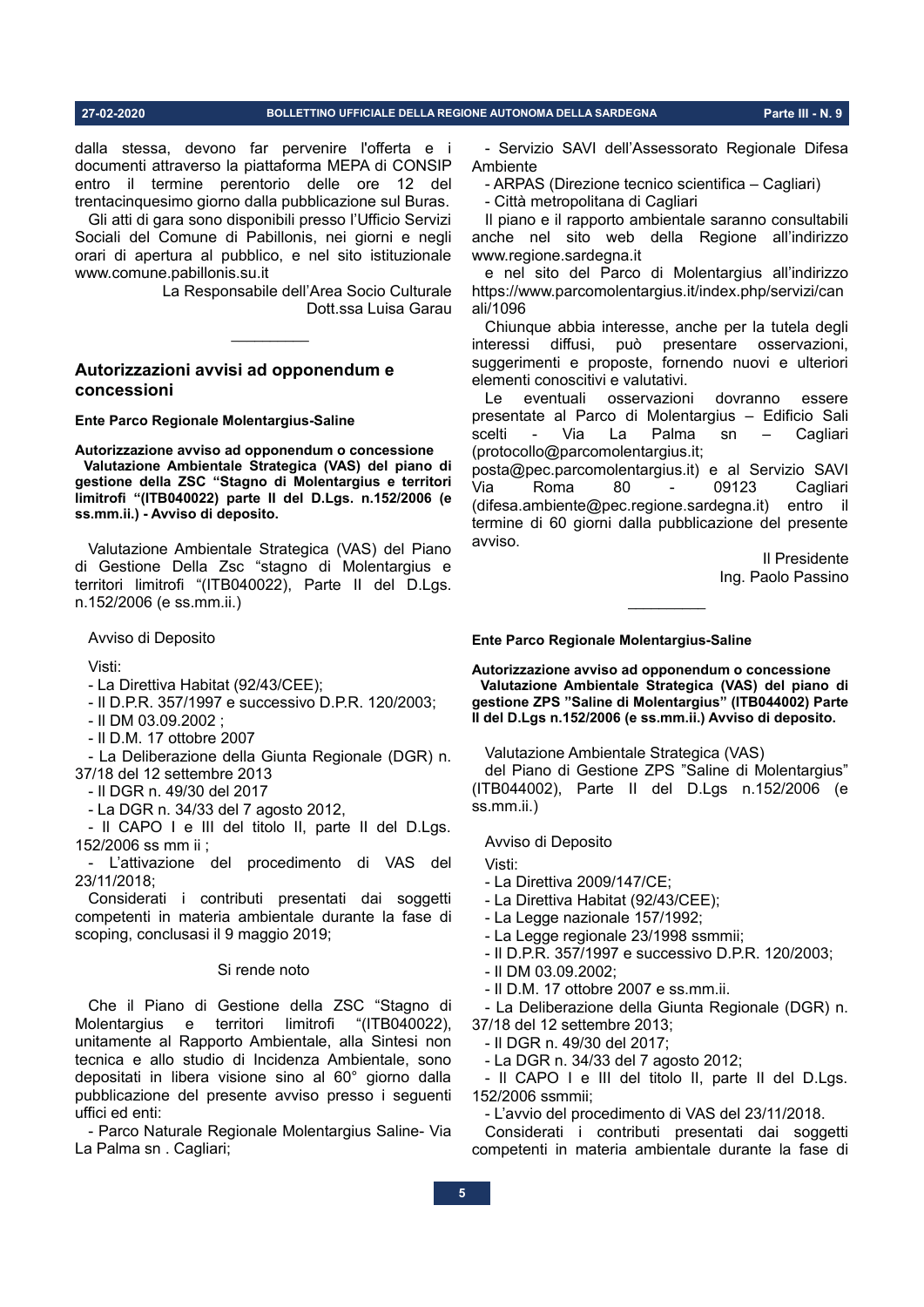dalla stessa, devono far pervenire l'offerta e i documenti attraverso la piattaforma MEPA di CONSIP entro il termine perentorio delle ore 12 del trentacinquesimo giorno dalla pubblicazione sul Buras.

Gli atti di gara sono disponibili presso l'Ufficio Servizi Sociali del Comune di Pabillonis, nei giorni e negli orari di apertura al pubblico, e nel sito istituzionale www.comune.pabillonis.su.it

La Responsabile dell'Area Socio Culturale
Dott.ssa Luisa Garau

---

## Autorizzazioni avvisi ad opponendum e concessioni

**Ente Parco Regionale Molentargius-Saline**

**Autorizzazione avviso ad opponendum o concessione**
**Valutazione Ambientale Strategica (VAS) del piano di gestione della ZSC "Stagno di Molentargius e territori limitrofi "(ITB040022) parte II del D.Lgs. n.152/2006 (e ss.mm.ii.) - Avviso di deposito.**

Valutazione Ambientale Strategica (VAS) del Piano di Gestione Della Zsc "stagno di Molentargius e territori limitrofi "(ITB040022), Parte II del D.Lgs. n.152/2006 (e ss.mm.ii.)

Avviso di Deposito

Visti:

- La Direttiva Habitat (92/43/CEE);
- Il D.P.R. 357/1997 e successivo D.P.R. 120/2003;
- Il DM 03.09.2002 ;
- Il D.M. 17 ottobre 2007
- La Deliberazione della Giunta Regionale (DGR) n. 37/18 del 12 settembre 2013
- Il DGR n. 49/30 del 2017
- La DGR n. 34/33 del 7 agosto 2012,
- Il CAPO I e III del titolo II, parte II del D.Lgs. 152/2006 ss mm ii ;
- L'attivazione del procedimento di VAS del 23/11/2018;

Considerati i contributi presentati dai soggetti competenti in materia ambientale durante la fase di scoping, conclusasi il 9 maggio 2019;

Si rende noto

Che il Piano di Gestione della ZSC "Stagno di Molentargius e territori limitrofi "(ITB040022), unitamente al Rapporto Ambientale, alla Sintesi non tecnica e allo studio di Incidenza Ambientale, sono depositati in libera visione sino al 60° giorno dalla pubblicazione del presente avviso presso i seguenti uffici ed enti:

- Parco Naturale Regionale Molentargius Saline- Via La Palma sn . Cagliari;
- Servizio SAVI dell'Assessorato Regionale Difesa Ambiente
- ARPAS (Direzione tecnico scientifica – Cagliari)
- Città metropolitana di Cagliari

Il piano e il rapporto ambientale saranno consultabili anche nel sito web della Regione all'indirizzo www.regione.sardegna.it

e nel sito del Parco di Molentargius all'indirizzo https://www.parcomolentargius.it/index.php/servizi/canali/1096

Chiunque abbia interesse, anche per la tutela degli interessi diffusi, può presentare osservazioni, suggerimenti e proposte, fornendo nuovi e ulteriori elementi conoscitivi e valutativi.

Le eventuali osservazioni dovranno essere presentate al Parco di Molentargius – Edificio Sali scelti - Via La Palma sn – Cagliari (protocollo@parcomolentargius.it; posta@pec.parcomolentargius.it) e al Servizio SAVI Via Roma 80 - 09123 Cagliari (difesa.ambiente@pec.regione.sardegna.it) entro il termine di 60 giorni dalla pubblicazione del presente avviso.

Il Presidente
Ing. Paolo Passino

---

**Ente Parco Regionale Molentargius-Saline**

**Autorizzazione avviso ad opponendum o concessione**
**Valutazione Ambientale Strategica (VAS) del piano di gestione ZPS "Saline di Molentargius" (ITB044002) Parte II del D.Lgs n.152/2006 (e ss.mm.ii.) Avviso di deposito.**

Valutazione Ambientale Strategica (VAS)
del Piano di Gestione ZPS "Saline di Molentargius" (ITB044002), Parte II del D.Lgs n.152/2006 (e ss.mm.ii.)

Avviso di Deposito

Visti:

- La Direttiva 2009/147/CE;
- La Direttiva Habitat (92/43/CEE);
- La Legge nazionale 157/1992;
- La Legge regionale 23/1998 ssmmii;
- Il D.P.R. 357/1997 e successivo D.P.R. 120/2003;
- Il DM 03.09.2002;
- Il D.M. 17 ottobre 2007 e ss.mm.ii.
- La Deliberazione della Giunta Regionale (DGR) n. 37/18 del 12 settembre 2013;
- Il DGR n. 49/30 del 2017;
- La DGR n. 34/33 del 7 agosto 2012;
- Il CAPO I e III del titolo II, parte II del D.Lgs. 152/2006 ssmmii;
- L'avvio del procedimento di VAS del 23/11/2018.

Considerati i contributi presentati dai soggetti competenti in materia ambientale durante la fase di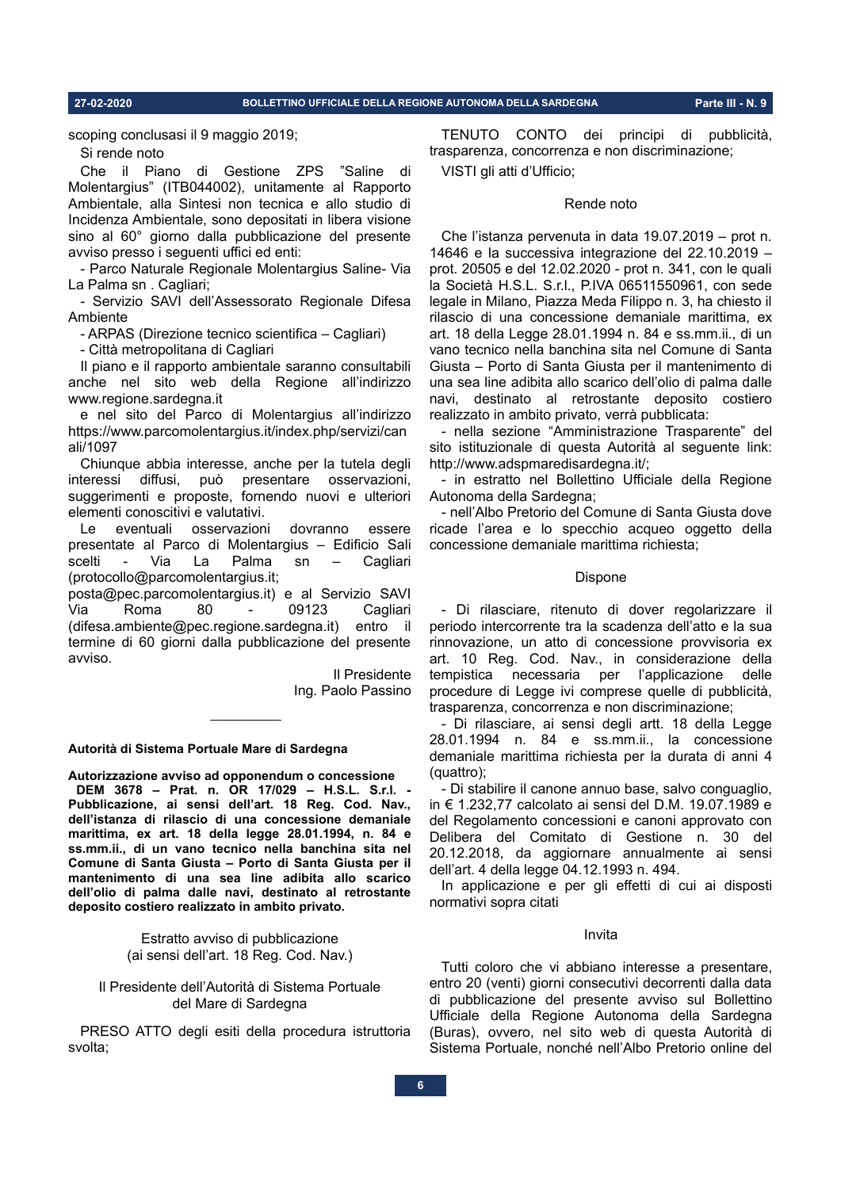scoping conclusasi il 9 maggio 2019;

Si rende noto

Che il Piano di Gestione ZPS "Saline di Molentargius" (ITB044002), unitamente al Rapporto Ambientale, alla Sintesi non tecnica e allo studio di Incidenza Ambientale, sono depositati in libera visione sino al 60° giorno dalla pubblicazione del presente avviso presso i seguenti uffici ed enti:

- Parco Naturale Regionale Molentargius Saline- Via La Palma sn . Cagliari;
- Servizio SAVI dell'Assessorato Regionale Difesa Ambiente
- ARPAS (Direzione tecnico scientifica – Cagliari)
- Città metropolitana di Cagliari

Il piano e il rapporto ambientale saranno consultabili anche nel sito web della Regione all'indirizzo www.regione.sardegna.it

e nel sito del Parco di Molentargius all'indirizzo https://www.parcomolentargius.it/index.php/servizi/canali/1097

Chiunque abbia interesse, anche per la tutela degli interessi diffusi, può presentare osservazioni, suggerimenti e proposte, fornendo nuovi e ulteriori elementi conoscitivi e valutativi.

Le eventuali osservazioni dovranno essere presentate al Parco di Molentargius – Edificio Sali scelti - Via La Palma sn – Cagliari (protocollo@parcomolentargius.it; posta@pec.parcomolentargius.it) e al Servizio SAVI Via Roma 80 - 09123 Cagliari (difesa.ambiente@pec.regione.sardegna.it) entro il termine di 60 giorni dalla pubblicazione del presente avviso.

Il Presidente
Ing. Paolo Passino

---

**Autorità di Sistema Portuale Mare di Sardegna**

**Autorizzazione avviso ad opponendum o concessione DEM 3678 – Prat. n. OR 17/029 – H.S.L. S.r.l. - Pubblicazione, ai sensi dell'art. 18 Reg. Cod. Nav., dell'istanza di rilascio di una concessione demaniale marittima, ex art. 18 della legge 28.01.1994, n. 84 e ss.mm.ii., di un vano tecnico nella banchina sita nel Comune di Santa Giusta – Porto di Santa Giusta per il mantenimento di una sea line adibita allo scarico dell'olio di palma dalle navi, destinato al retrostante deposito costiero realizzato in ambito privato.**

Estratto avviso di pubblicazione
(ai sensi dell'art. 18 Reg. Cod. Nav.)

Il Presidente dell'Autorità di Sistema Portuale del Mare di Sardegna

PRESO ATTO degli esiti della procedura istruttoria svolta;

TENUTO CONTO dei principi di pubblicità, trasparenza, concorrenza e non discriminazione;

VISTI gli atti d'Ufficio;

Rende noto

Che l'istanza pervenuta in data 19.07.2019 – prot n. 14646 e la successiva integrazione del 22.10.2019 – prot. 20505 e del 12.02.2020 - prot n. 341, con le quali la Società H.S.L. S.r.l., P.IVA 06511550961, con sede legale in Milano, Piazza Meda Filippo n. 3, ha chiesto il rilascio di una concessione demaniale marittima, ex art. 18 della Legge 28.01.1994 n. 84 e ss.mm.ii., di un vano tecnico nella banchina sita nel Comune di Santa Giusta – Porto di Santa Giusta per il mantenimento di una sea line adibita allo scarico dell'olio di palma dalle navi, destinato al retrostante deposito costiero realizzato in ambito privato, verrà pubblicata:

- nella sezione "Amministrazione Trasparente" del sito istituzionale di questa Autorità al seguente link: http://www.adspmaredisardegna.it/;
- in estratto nel Bollettino Ufficiale della Regione Autonoma della Sardegna;
- nell'Albo Pretorio del Comune di Santa Giusta dove ricade l'area e lo specchio acqueo oggetto della concessione demaniale marittima richiesta;

Dispone

- Di rilasciare, ritenuto di dover regolarizzare il periodo intercorrente tra la scadenza dell'atto e la sua rinnovazione, un atto di concessione provvisoria ex art. 10 Reg. Cod. Nav., in considerazione della tempistica necessaria per l'applicazione delle procedure di Legge ivi comprese quelle di pubblicità, trasparenza, concorrenza e non discriminazione;
- Di rilasciare, ai sensi degli artt. 18 della Legge 28.01.1994 n. 84 e ss.mm.ii., la concessione demaniale marittima richiesta per la durata di anni 4 (quattro);
- Di stabilire il canone annuo base, salvo conguaglio, in € 1.232,77 calcolato ai sensi del D.M. 19.07.1989 e del Regolamento concessioni e canoni approvato con Delibera del Comitato di Gestione n. 30 del 20.12.2018, da aggiornare annualmente ai sensi dell'art. 4 della legge 04.12.1993 n. 494.

In applicazione e per gli effetti di cui ai disposti normativi sopra citati

Invita

Tutti coloro che vi abbiano interesse a presentare, entro 20 (venti) giorni consecutivi decorrenti dalla data di pubblicazione del presente avviso sul Bollettino Ufficiale della Regione Autonoma della Sardegna (Buras), ovvero, nel sito web di questa Autorità di Sistema Portuale, nonché nell'Albo Pretorio online del